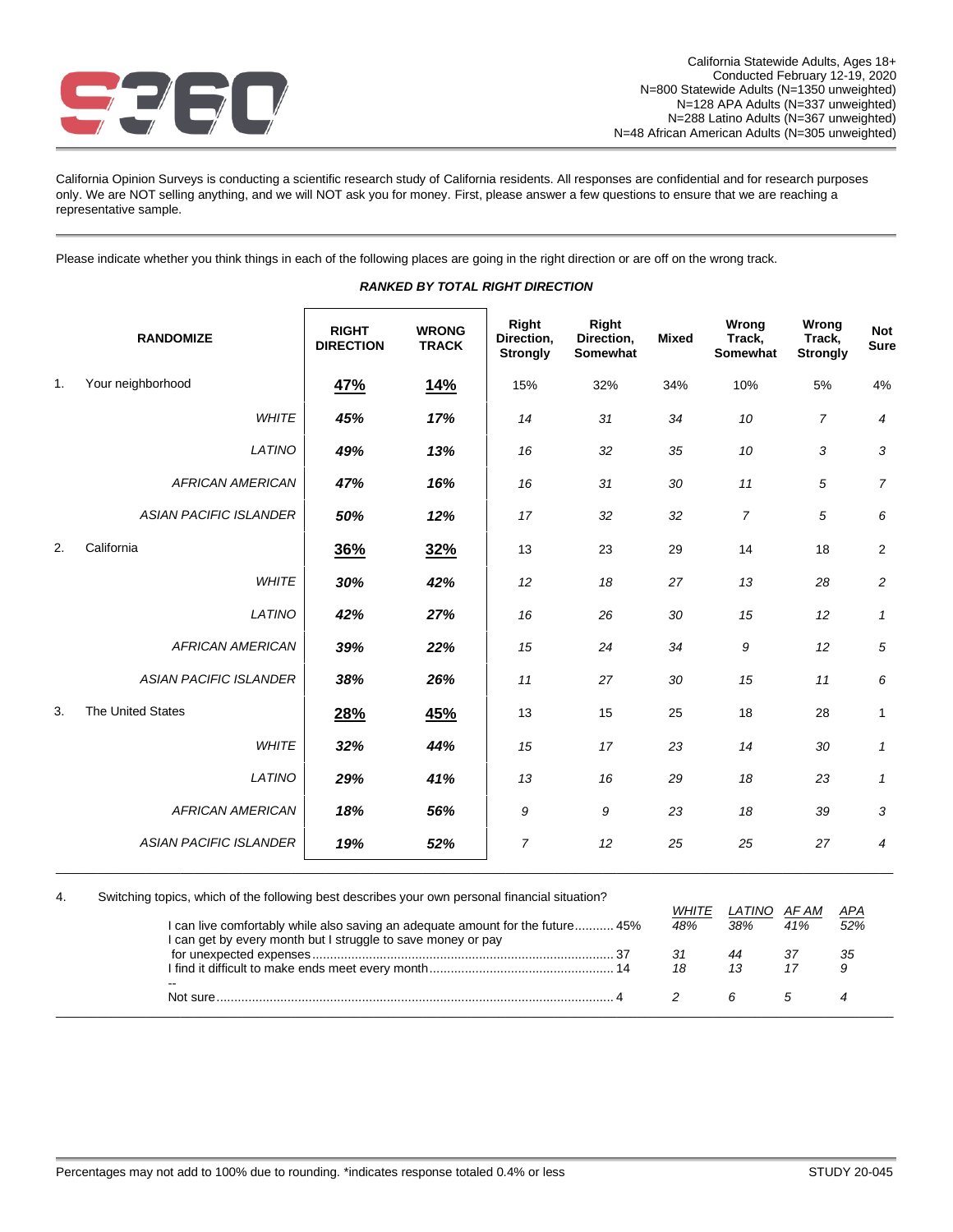California Statewide Adults, Ages 18+
Conducted February 12-19, 2020
N=800 Statewide Adults (N=1350 unweighted)
N=128 APA Adults (N=337 unweighted)
N=288 Latino Adults (N=367 unweighted)
N=48 African American Adults (N=305 unweighted)

California Opinion Surveys is conducting a scientific research study of California residents. All responses are confidential and for research purposes only. We are NOT selling anything, and we will NOT ask you for money. First, please answer a few questions to ensure that we are reaching a representative sample.

Please indicate whether you think things in each of the following places are going in the right direction or are off on the wrong track.

*RANKED BY TOTAL RIGHT DIRECTION*

| RANDOMIZE | RIGHT DIRECTION | WRONG TRACK | Right Direction, Strongly | Right Direction, Somewhat | Mixed | Wrong Track, Somewhat | Wrong Track, Strongly | Not Sure |
|---|---|---|---|---|---|---|---|---|
| 1. Your neighborhood | **47%** | **14%** | 15% | 32% | 34% | 10% | 5% | 4% |
| *WHITE* | *45%* | *17%* | *14* | *31* | *34* | *10* | *7* | *4* |
| *LATINO* | *49%* | *13%* | *16* | *32* | *35* | *10* | *3* | *3* |
| *AFRICAN AMERICAN* | *47%* | *16%* | *16* | *31* | *30* | *11* | *5* | *7* |
| *ASIAN PACIFIC ISLANDER* | *50%* | *12%* | *17* | *32* | *32* | *7* | *5* | *6* |
| 2. California | **36%** | **32%** | 13 | 23 | 29 | 14 | 18 | 2 |
| *WHITE* | *30%* | *42%* | *12* | *18* | *27* | *13* | *28* | *2* |
| *LATINO* | *42%* | *27%* | *16* | *26* | *30* | *15* | *12* | *1* |
| *AFRICAN AMERICAN* | *39%* | *22%* | *15* | *24* | *34* | *9* | *12* | *5* |
| *ASIAN PACIFIC ISLANDER* | *38%* | *26%* | *11* | *27* | *30* | *15* | *11* | *6* |
| 3. The United States | **28%** | **45%** | 13 | 15 | 25 | 18 | 28 | 1 |
| *WHITE* | *32%* | *44%* | *15* | *17* | *23* | *14* | *30* | *1* |
| *LATINO* | *29%* | *41%* | *13* | *16* | *29* | *18* | *23* | *1* |
| *AFRICAN AMERICAN* | *18%* | *56%* | *9* | *9* | *23* | *18* | *39* | *3* |
| *ASIAN PACIFIC ISLANDER* | *19%* | *52%* | *7* | *12* | *25* | *25* | *27* | *4* |

4. Switching topics, which of the following best describes your own personal financial situation?

| | Total | *WHITE* | *LATINO* | *AF AM* | *APA* |
|---|---|---|---|---|---|
| I can live comfortably while also saving an adequate amount for the future | 45% | *48%* | *38%* | *41%* | *52%* |
| I can get by every month but I struggle to save money or pay for unexpected expenses | 37 | *31* | *44* | *37* | *35* |
| I find it difficult to make ends meet every month | 14 | *18* | *13* | *17* | *9* |
| -- | | | | | |
| Not sure | 4 | *2* | *6* | *5* | *4* |

Percentages may not add to 100% due to rounding. *indicates response totaled 0.4% or less

STUDY 20-045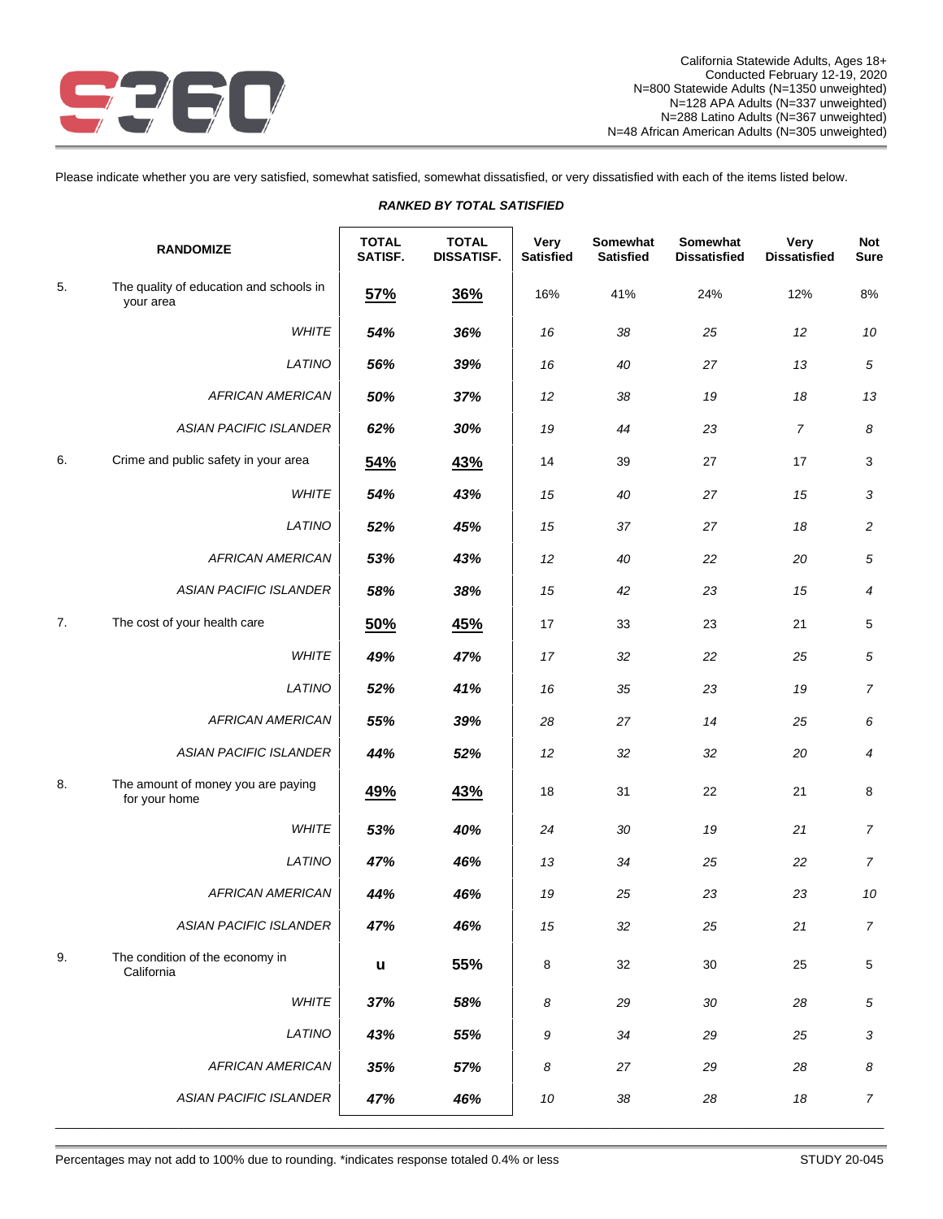California Statewide Adults, Ages 18+
Conducted February 12-19, 2020
N=800 Statewide Adults (N=1350 unweighted)
N=128 APA Adults (N=337 unweighted)
N=288 Latino Adults (N=367 unweighted)
N=48 African American Adults (N=305 unweighted)

Please indicate whether you are very satisfied, somewhat satisfied, somewhat dissatisfied, or very dissatisfied with each of the items listed below.

***RANKED BY TOTAL SATISFIED***

| | RANDOMIZE | TOTAL SATISF. | TOTAL DISSATISF. | Very Satisfied | Somewhat Satisfied | Somewhat Dissatisfied | Very Dissatisfied | Not Sure |
|---|---|---|---|---|---|---|---|---|
| 5. | The quality of education and schools in your area | **57%** | **36%** | 16% | 41% | 24% | 12% | 8% |
| | *WHITE* | ***54%*** | ***36%*** | *16* | *38* | *25* | *12* | *10* |
| | *LATINO* | ***56%*** | ***39%*** | *16* | *40* | *27* | *13* | *5* |
| | *AFRICAN AMERICAN* | ***50%*** | ***37%*** | *12* | *38* | *19* | *18* | *13* |
| | *ASIAN PACIFIC ISLANDER* | ***62%*** | ***30%*** | *19* | *44* | *23* | *7* | *8* |
| 6. | Crime and public safety in your area | **54%** | **43%** | 14 | 39 | 27 | 17 | 3 |
| | *WHITE* | ***54%*** | ***43%*** | *15* | *40* | *27* | *15* | *3* |
| | *LATINO* | ***52%*** | ***45%*** | *15* | *37* | *27* | *18* | *2* |
| | *AFRICAN AMERICAN* | ***53%*** | ***43%*** | *12* | *40* | *22* | *20* | *5* |
| | *ASIAN PACIFIC ISLANDER* | ***58%*** | ***38%*** | *15* | *42* | *23* | *15* | *4* |
| 7. | The cost of your health care | **50%** | **45%** | 17 | 33 | 23 | 21 | 5 |
| | *WHITE* | ***49%*** | ***47%*** | *17* | *32* | *22* | *25* | *5* |
| | *LATINO* | ***52%*** | ***41%*** | *16* | *35* | *23* | *19* | *7* |
| | *AFRICAN AMERICAN* | ***55%*** | ***39%*** | *28* | *27* | *14* | *25* | *6* |
| | *ASIAN PACIFIC ISLANDER* | ***44%*** | ***52%*** | *12* | *32* | *32* | *20* | *4* |
| 8. | The amount of money you are paying for your home | **49%** | **43%** | 18 | 31 | 22 | 21 | 8 |
| | *WHITE* | ***53%*** | ***40%*** | *24* | *30* | *19* | *21* | *7* |
| | *LATINO* | ***47%*** | ***46%*** | *13* | *34* | *25* | *22* | *7* |
| | *AFRICAN AMERICAN* | ***44%*** | ***46%*** | *19* | *25* | *23* | *23* | *10* |
| | *ASIAN PACIFIC ISLANDER* | ***47%*** | ***46%*** | *15* | *32* | *25* | *21* | *7* |
| 9. | The condition of the economy in California | **u** | **55%** | 8 | 32 | 30 | 25 | 5 |
| | *WHITE* | ***37%*** | ***58%*** | *8* | *29* | *30* | *28* | *5* |
| | *LATINO* | ***43%*** | ***55%*** | *9* | *34* | *29* | *25* | *3* |
| | *AFRICAN AMERICAN* | ***35%*** | ***57%*** | *8* | *27* | *29* | *28* | *8* |
| | *ASIAN PACIFIC ISLANDER* | ***47%*** | ***46%*** | *10* | *38* | *28* | *18* | *7* |

Percentages may not add to 100% due to rounding. *indicates response totaled 0.4% or less

STUDY 20-045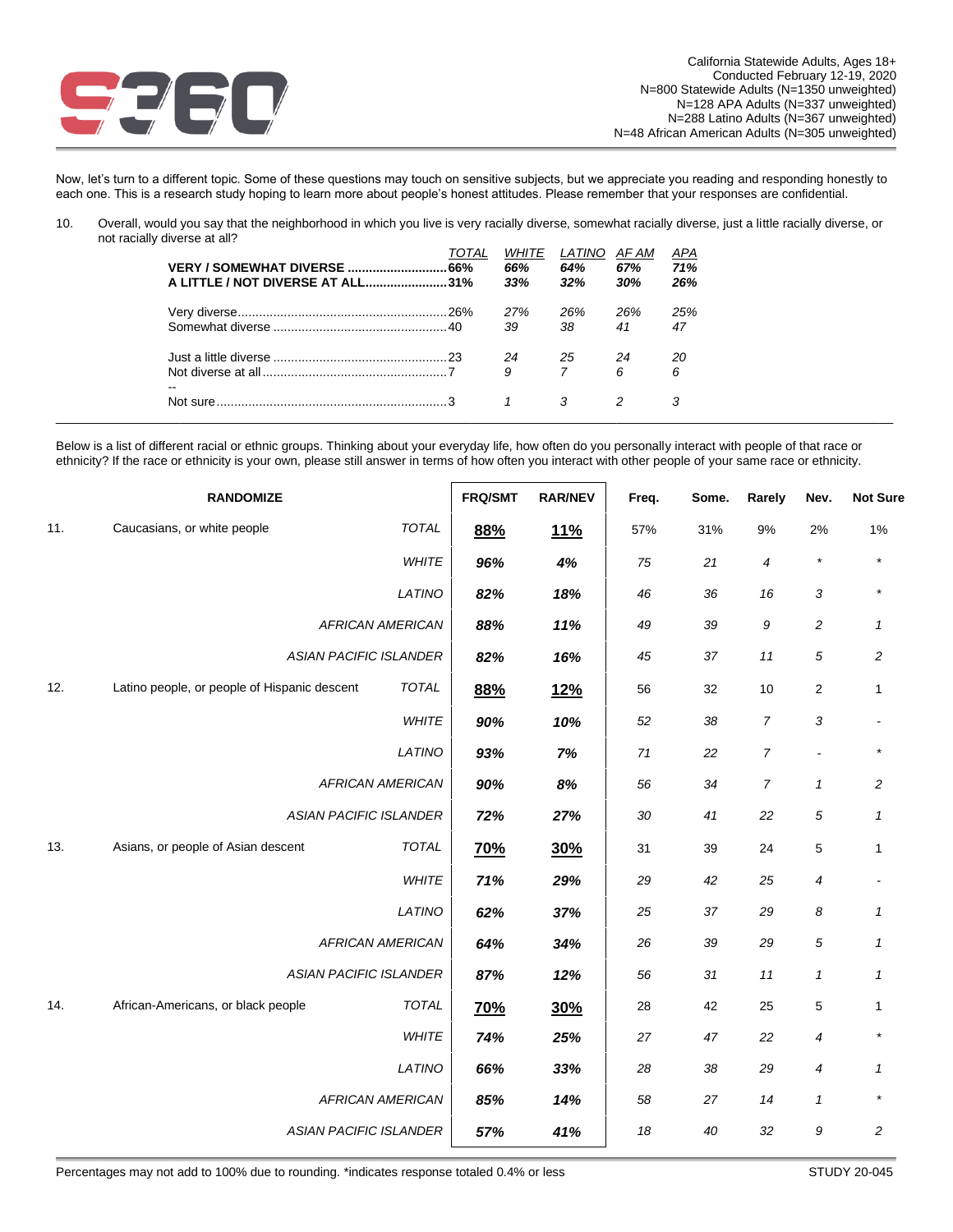California Statewide Adults, Ages 18+
Conducted February 12-19, 2020
N=800 Statewide Adults (N=1350 unweighted)
N=128 APA Adults (N=337 unweighted)
N=288 Latino Adults (N=367 unweighted)
N=48 African American Adults (N=305 unweighted)

Now, let's turn to a different topic. Some of these questions may touch on sensitive subjects, but we appreciate you reading and responding honestly to each one. This is a research study hoping to learn more about people's honest attitudes. Please remember that your responses are confidential.

10. Overall, would you say that the neighborhood in which you live is very racially diverse, somewhat racially diverse, just a little racially diverse, or not racially diverse at all?

| | TOTAL | WHITE | LATINO | AF AM | APA |
|---|---|---|---|---|---|
| **VERY / SOMEWHAT DIVERSE** | **66%** | ***66%*** | ***64%*** | ***67%*** | ***71%*** |
| **A LITTLE / NOT DIVERSE AT ALL** | **31%** | ***33%*** | ***32%*** | ***30%*** | ***26%*** |
| Very diverse | 26% | *27%* | *26%* | *26%* | *25%* |
| Somewhat diverse | 40 | *39* | *38* | *41* | *47* |
| Just a little diverse | 23 | *24* | *25* | *24* | *20* |
| Not diverse at all | 7 | *9* | *7* | *6* | *6* |
| Not sure | 3 | *1* | *3* | *2* | *3* |

Below is a list of different racial or ethnic groups. Thinking about your everyday life, how often do you personally interact with people of that race or ethnicity? If the race or ethnicity is your own, please still answer in terms of how often you interact with other people of your same race or ethnicity.

| | RANDOMIZE | | FRQ/SMT | RAR/NEV | Freq. | Some. | Rarely | Nev. | Not Sure |
|---|---|---|---|---|---|---|---|---|---|
| 11. | Caucasians, or white people | *TOTAL* | **88%** | **11%** | 57% | 31% | 9% | 2% | 1% |
| | | *WHITE* | ***96%*** | ***4%*** | *75* | *21* | *4* | * | * |
| | | *LATINO* | ***82%*** | ***18%*** | *46* | *36* | *16* | *3* | * |
| | | *AFRICAN AMERICAN* | ***88%*** | ***11%*** | *49* | *39* | *9* | *2* | *1* |
| | | *ASIAN PACIFIC ISLANDER* | ***82%*** | ***16%*** | *45* | *37* | *11* | *5* | *2* |
| 12. | Latino people, or people of Hispanic descent | *TOTAL* | **88%** | **12%** | 56 | 32 | 10 | 2 | 1 |
| | | *WHITE* | ***90%*** | ***10%*** | *52* | *38* | *7* | *3* | - |
| | | *LATINO* | ***93%*** | ***7%*** | *71* | *22* | *7* | - | * |
| | | *AFRICAN AMERICAN* | ***90%*** | ***8%*** | *56* | *34* | *7* | *1* | *2* |
| | | *ASIAN PACIFIC ISLANDER* | ***72%*** | ***27%*** | *30* | *41* | *22* | *5* | *1* |
| 13. | Asians, or people of Asian descent | *TOTAL* | **70%** | **30%** | 31 | 39 | 24 | 5 | 1 |
| | | *WHITE* | ***71%*** | ***29%*** | *29* | *42* | *25* | *4* | - |
| | | *LATINO* | ***62%*** | ***37%*** | *25* | *37* | *29* | *8* | *1* |
| | | *AFRICAN AMERICAN* | ***64%*** | ***34%*** | *26* | *39* | *29* | *5* | *1* |
| | | *ASIAN PACIFIC ISLANDER* | ***87%*** | ***12%*** | *56* | *31* | *11* | *1* | *1* |
| 14. | African-Americans, or black people | *TOTAL* | **70%** | **30%** | 28 | 42 | 25 | 5 | 1 |
| | | *WHITE* | ***74%*** | ***25%*** | *27* | *47* | *22* | *4* | * |
| | | *LATINO* | ***66%*** | ***33%*** | *28* | *38* | *29* | *4* | *1* |
| | | *AFRICAN AMERICAN* | ***85%*** | ***14%*** | *58* | *27* | *14* | *1* | * |
| | | *ASIAN PACIFIC ISLANDER* | ***57%*** | ***41%*** | *18* | *40* | *32* | *9* | *2* |

Percentages may not add to 100% due to rounding. *indicates response totaled 0.4% or less

STUDY 20-045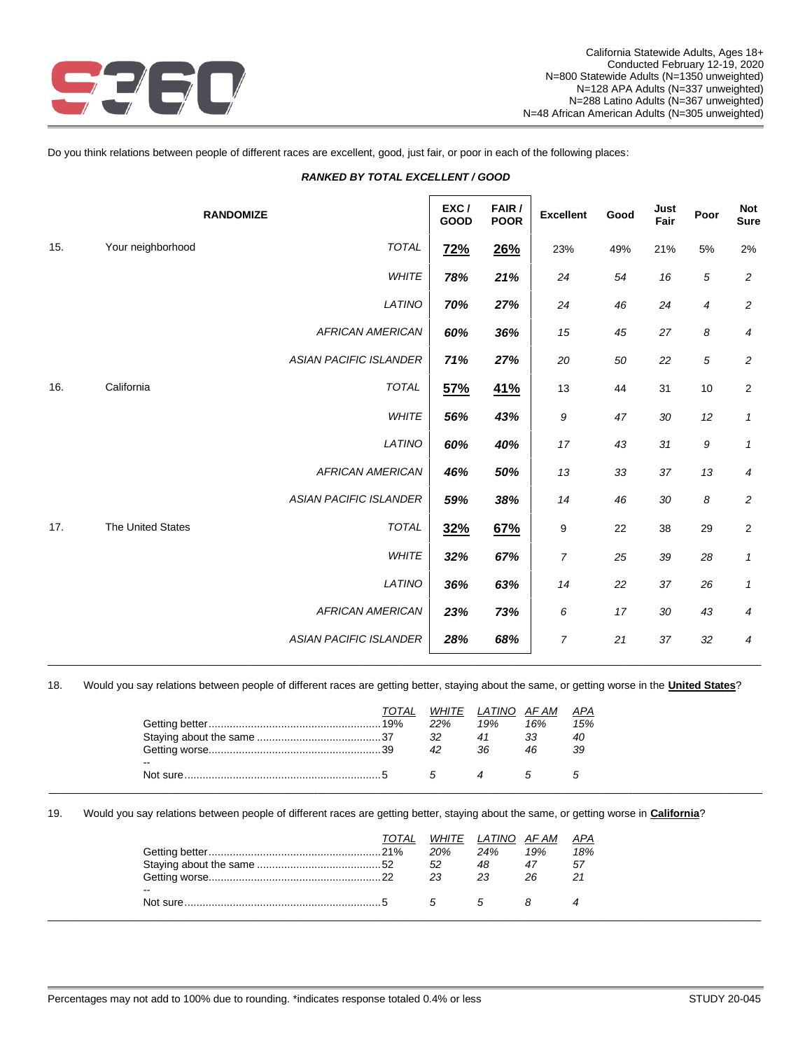California Statewide Adults, Ages 18+
Conducted February 12-19, 2020
N=800 Statewide Adults (N=1350 unweighted)
N=128 APA Adults (N=337 unweighted)
N=288 Latino Adults (N=367 unweighted)
N=48 African American Adults (N=305 unweighted)

Do you think relations between people of different races are excellent, good, just fair, or poor in each of the following places:

***RANKED BY TOTAL EXCELLENT / GOOD***

| | RANDOMIZE | | EXC / GOOD | FAIR / POOR | Excellent | Good | Just Fair | Poor | Not Sure |
|---|---|---|---|---|---|---|---|---|---|
| 15. | Your neighborhood | *TOTAL* | **72%** | **26%** | 23% | 49% | 21% | 5% | 2% |
| | | *WHITE* | ***78%*** | ***21%*** | *24* | *54* | *16* | *5* | *2* |
| | | *LATINO* | ***70%*** | ***27%*** | *24* | *46* | *24* | *4* | *2* |
| | | *AFRICAN AMERICAN* | ***60%*** | ***36%*** | *15* | *45* | *27* | *8* | *4* |
| | | *ASIAN PACIFIC ISLANDER* | ***71%*** | ***27%*** | *20* | *50* | *22* | *5* | *2* |
| 16. | California | *TOTAL* | **57%** | **41%** | 13 | 44 | 31 | 10 | 2 |
| | | *WHITE* | ***56%*** | ***43%*** | *9* | *47* | *30* | *12* | *1* |
| | | *LATINO* | ***60%*** | ***40%*** | *17* | *43* | *31* | *9* | *1* |
| | | *AFRICAN AMERICAN* | ***46%*** | ***50%*** | *13* | *33* | *37* | *13* | *4* |
| | | *ASIAN PACIFIC ISLANDER* | ***59%*** | ***38%*** | *14* | *46* | *30* | *8* | *2* |
| 17. | The United States | *TOTAL* | **32%** | **67%** | 9 | 22 | 38 | 29 | 2 |
| | | *WHITE* | ***32%*** | ***67%*** | *7* | *25* | *39* | *28* | *1* |
| | | *LATINO* | ***36%*** | ***63%*** | *14* | *22* | *37* | *26* | *1* |
| | | *AFRICAN AMERICAN* | ***23%*** | ***73%*** | *6* | *17* | *30* | *43* | *4* |
| | | *ASIAN PACIFIC ISLANDER* | ***28%*** | ***68%*** | *7* | *21* | *37* | *32* | *4* |

18. Would you say relations between people of different races are getting better, staying about the same, or getting worse in the **United States**?

| | TOTAL | WHITE | LATINO | AF AM | APA |
|---|---|---|---|---|---|
| Getting better | 19% | *22%* | *19%* | *16%* | *15%* |
| Staying about the same | 37 | *32* | *41* | *33* | *40* |
| Getting worse | 39 | *42* | *36* | *46* | *39* |
| -- | | | | | |
| Not sure | 5 | *5* | *4* | *5* | *5* |

19. Would you say relations between people of different races are getting better, staying about the same, or getting worse in **California**?

| | TOTAL | WHITE | LATINO | AF AM | APA |
|---|---|---|---|---|---|
| Getting better | 21% | *20%* | *24%* | *19%* | *18%* |
| Staying about the same | 52 | *52* | *48* | *47* | *57* |
| Getting worse | 22 | *23* | *23* | *26* | *21* |
| -- | | | | | |
| Not sure | 5 | *5* | *5* | *8* | *4* |

Percentages may not add to 100% due to rounding. *indicates response totaled 0.4% or less

STUDY 20-045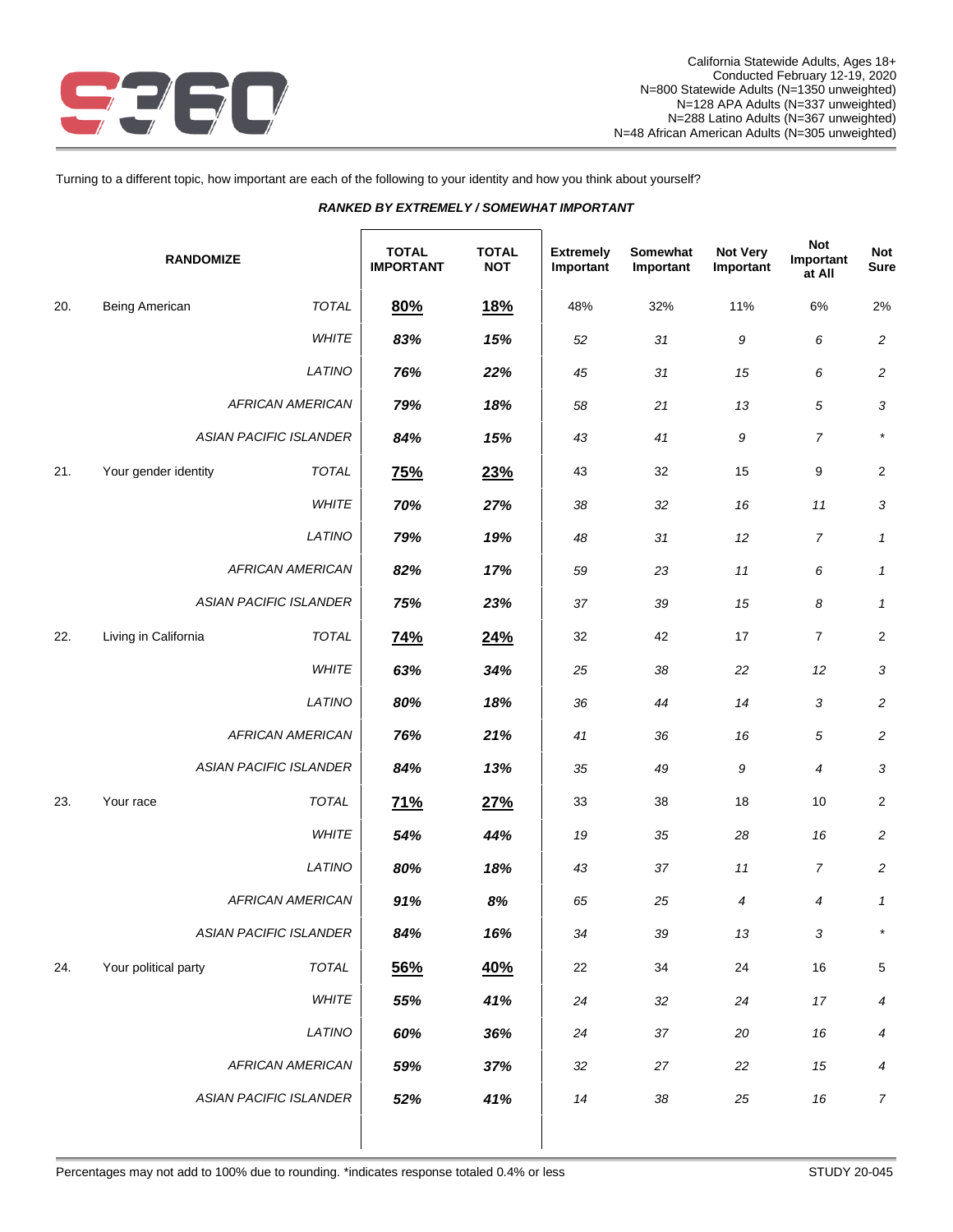California Statewide Adults, Ages 18+
Conducted February 12-19, 2020
N=800 Statewide Adults (N=1350 unweighted)
N=128 APA Adults (N=337 unweighted)
N=288 Latino Adults (N=367 unweighted)
N=48 African American Adults (N=305 unweighted)

Turning to a different topic, how important are each of the following to your identity and how you think about yourself?

***RANKED BY EXTREMELY / SOMEWHAT IMPORTANT***

| | RANDOMIZE | | TOTAL IMPORTANT | TOTAL NOT | Extremely Important | Somewhat Important | Not Very Important | Not Important at All | Not Sure |
|---|---|---|---|---|---|---|---|---|---|
| 20. | Being American | *TOTAL* | **80%** | **18%** | 48% | 32% | 11% | 6% | 2% |
| | | *WHITE* | ***83%*** | ***15%*** | *52* | *31* | *9* | *6* | *2* |
| | | *LATINO* | ***76%*** | ***22%*** | *45* | *31* | *15* | *6* | *2* |
| | | *AFRICAN AMERICAN* | ***79%*** | ***18%*** | *58* | *21* | *13* | *5* | *3* |
| | | *ASIAN PACIFIC ISLANDER* | ***84%*** | ***15%*** | *43* | *41* | *9* | *7* | * |
| 21. | Your gender identity | *TOTAL* | **75%** | **23%** | 43 | 32 | 15 | 9 | 2 |
| | | *WHITE* | ***70%*** | ***27%*** | *38* | *32* | *16* | *11* | *3* |
| | | *LATINO* | ***79%*** | ***19%*** | *48* | *31* | *12* | *7* | *1* |
| | | *AFRICAN AMERICAN* | ***82%*** | ***17%*** | *59* | *23* | *11* | *6* | *1* |
| | | *ASIAN PACIFIC ISLANDER* | ***75%*** | ***23%*** | *37* | *39* | *15* | *8* | *1* |
| 22. | Living in California | *TOTAL* | **74%** | **24%** | 32 | 42 | 17 | 7 | 2 |
| | | *WHITE* | ***63%*** | ***34%*** | *25* | *38* | *22* | *12* | *3* |
| | | *LATINO* | ***80%*** | ***18%*** | *36* | *44* | *14* | *3* | *2* |
| | | *AFRICAN AMERICAN* | ***76%*** | ***21%*** | *41* | *36* | *16* | *5* | *2* |
| | | *ASIAN PACIFIC ISLANDER* | ***84%*** | ***13%*** | *35* | *49* | *9* | *4* | *3* |
| 23. | Your race | *TOTAL* | **71%** | **27%** | 33 | 38 | 18 | 10 | 2 |
| | | *WHITE* | ***54%*** | ***44%*** | *19* | *35* | *28* | *16* | *2* |
| | | *LATINO* | ***80%*** | ***18%*** | *43* | *37* | *11* | *7* | *2* |
| | | *AFRICAN AMERICAN* | ***91%*** | ***8%*** | *65* | *25* | *4* | *4* | *1* |
| | | *ASIAN PACIFIC ISLANDER* | ***84%*** | ***16%*** | *34* | *39* | *13* | *3* | * |
| 24. | Your political party | *TOTAL* | **56%** | **40%** | 22 | 34 | 24 | 16 | 5 |
| | | *WHITE* | ***55%*** | ***41%*** | *24* | *32* | *24* | *17* | *4* |
| | | *LATINO* | ***60%*** | ***36%*** | *24* | *37* | *20* | *16* | *4* |
| | | *AFRICAN AMERICAN* | ***59%*** | ***37%*** | *32* | *27* | *22* | *15* | *4* |
| | | *ASIAN PACIFIC ISLANDER* | ***52%*** | ***41%*** | *14* | *38* | *25* | *16* | *7* |

Percentages may not add to 100% due to rounding. *indicates response totaled 0.4% or less

STUDY 20-045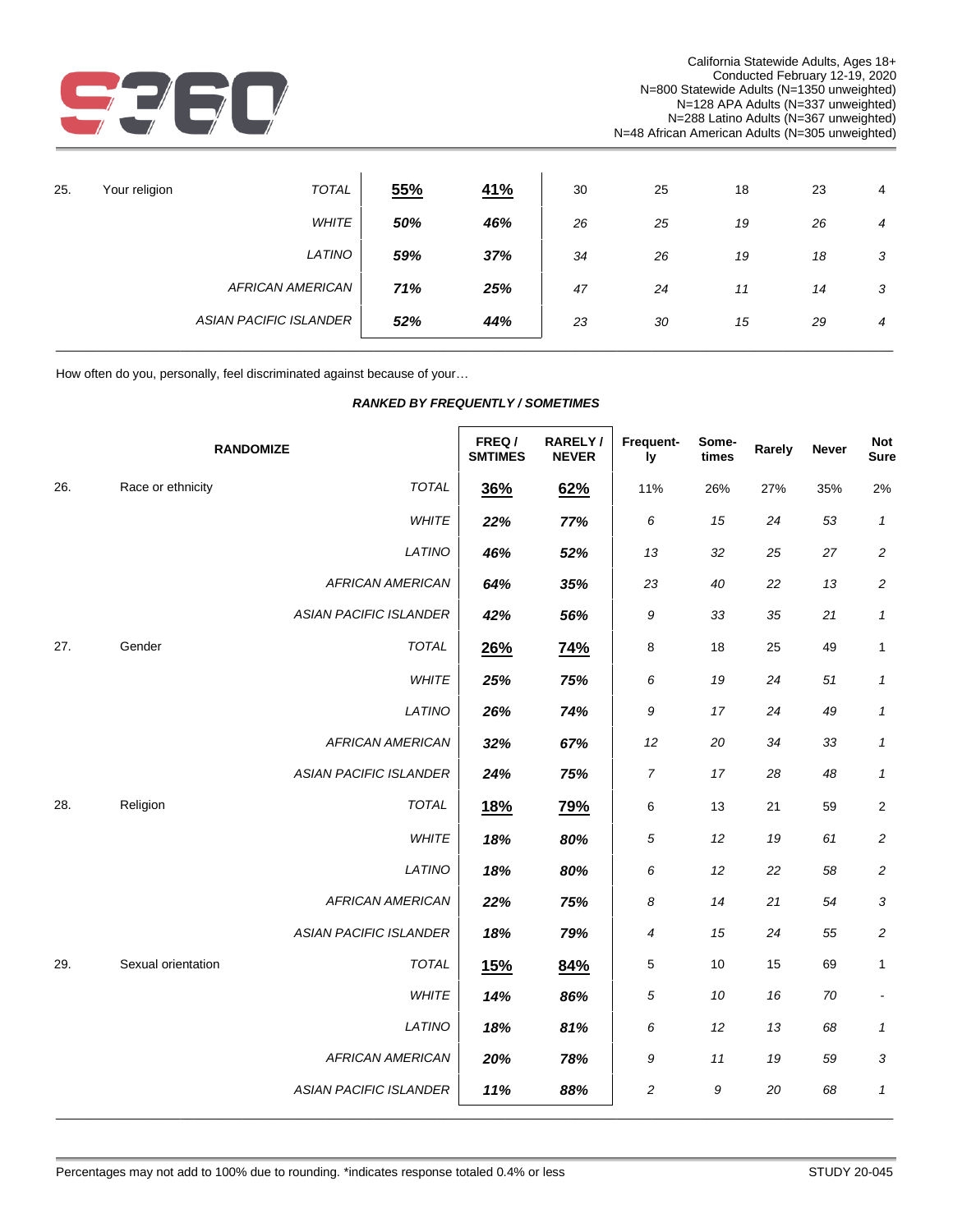California Statewide Adults, Ages 18+
Conducted February 12-19, 2020
N=800 Statewide Adults (N=1350 unweighted)
N=128 APA Adults (N=337 unweighted)
N=288 Latino Adults (N=367 unweighted)
N=48 African American Adults (N=305 unweighted)

| | | | | | | | | | |
|---|---|---|---|---|---|---|---|---|---|
| 25. | Your religion | *TOTAL* | **55%** | **41%** | 30 | 25 | 18 | 23 | 4 |
| | | *WHITE* | ***50%*** | ***46%*** | *26* | *25* | *19* | *26* | *4* |
| | | *LATINO* | ***59%*** | ***37%*** | *34* | *26* | *19* | *18* | *3* |
| | | *AFRICAN AMERICAN* | ***71%*** | ***25%*** | *47* | *24* | *11* | *14* | *3* |
| | | *ASIAN PACIFIC ISLANDER* | ***52%*** | ***44%*** | *23* | *30* | *15* | *29* | *4* |

How often do you, personally, feel discriminated against because of your…

***RANKED BY FREQUENTLY / SOMETIMES***

| | RANDOMIZE | | FREQ / SMTIMES | RARELY / NEVER | Frequent-ly | Some-times | Rarely | Never | Not Sure |
|---|---|---|---|---|---|---|---|---|---|
| 26. | Race or ethnicity | *TOTAL* | **36%** | **62%** | 11% | 26% | 27% | 35% | 2% |
| | | *WHITE* | ***22%*** | ***77%*** | *6* | *15* | *24* | *53* | *1* |
| | | *LATINO* | ***46%*** | ***52%*** | *13* | *32* | *25* | *27* | *2* |
| | | *AFRICAN AMERICAN* | ***64%*** | ***35%*** | *23* | *40* | *22* | *13* | *2* |
| | | *ASIAN PACIFIC ISLANDER* | ***42%*** | ***56%*** | *9* | *33* | *35* | *21* | *1* |
| 27. | Gender | *TOTAL* | **26%** | **74%** | 8 | 18 | 25 | 49 | 1 |
| | | *WHITE* | ***25%*** | ***75%*** | *6* | *19* | *24* | *51* | *1* |
| | | *LATINO* | ***26%*** | ***74%*** | *9* | *17* | *24* | *49* | *1* |
| | | *AFRICAN AMERICAN* | ***32%*** | ***67%*** | *12* | *20* | *34* | *33* | *1* |
| | | *ASIAN PACIFIC ISLANDER* | ***24%*** | ***75%*** | *7* | *17* | *28* | *48* | *1* |
| 28. | Religion | *TOTAL* | **18%** | **79%** | 6 | 13 | 21 | 59 | 2 |
| | | *WHITE* | ***18%*** | ***80%*** | *5* | *12* | *19* | *61* | *2* |
| | | *LATINO* | ***18%*** | ***80%*** | *6* | *12* | *22* | *58* | *2* |
| | | *AFRICAN AMERICAN* | ***22%*** | ***75%*** | *8* | *14* | *21* | *54* | *3* |
| | | *ASIAN PACIFIC ISLANDER* | ***18%*** | ***79%*** | *4* | *15* | *24* | *55* | *2* |
| 29. | Sexual orientation | *TOTAL* | **15%** | **84%** | 5 | 10 | 15 | 69 | 1 |
| | | *WHITE* | ***14%*** | ***86%*** | *5* | *10* | *16* | *70* | *-* |
| | | *LATINO* | ***18%*** | ***81%*** | *6* | *12* | *13* | *68* | *1* |
| | | *AFRICAN AMERICAN* | ***20%*** | ***78%*** | *9* | *11* | *19* | *59* | *3* |
| | | *ASIAN PACIFIC ISLANDER* | ***11%*** | ***88%*** | *2* | *9* | *20* | *68* | *1* |

Percentages may not add to 100% due to rounding. *indicates response totaled 0.4% or less

STUDY 20-045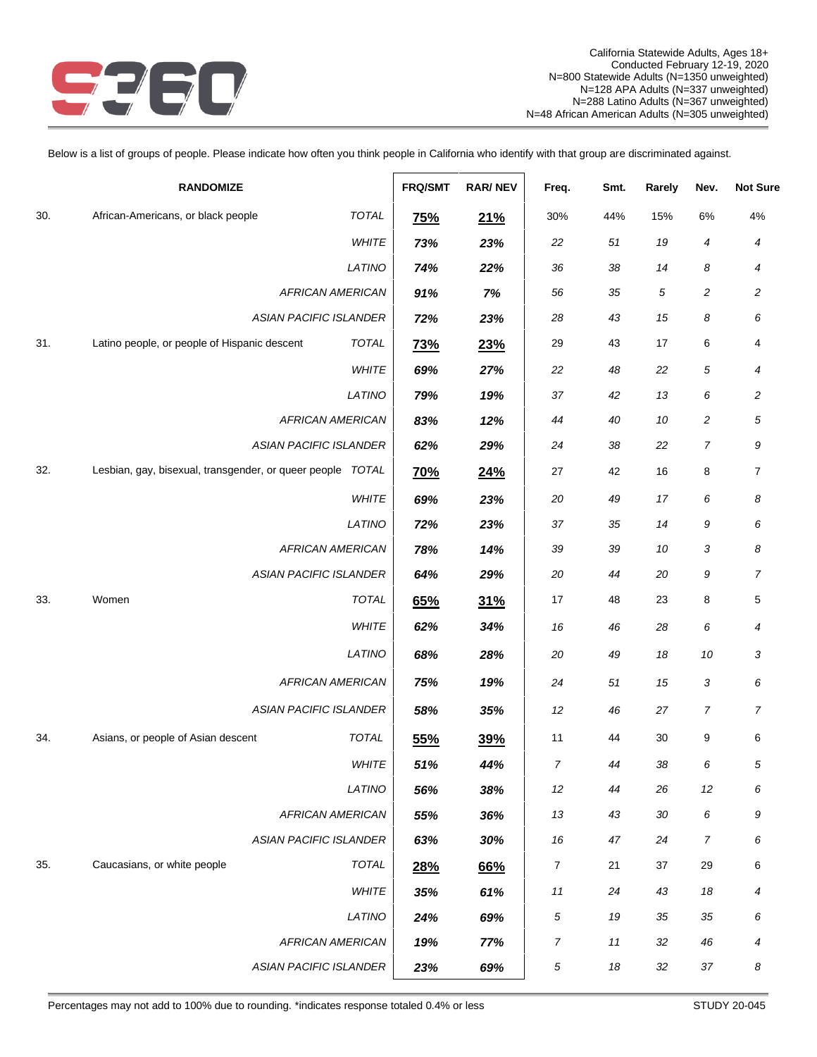California Statewide Adults, Ages 18+
Conducted February 12-19, 2020
N=800 Statewide Adults (N=1350 unweighted)
N=128 APA Adults (N=337 unweighted)
N=288 Latino Adults (N=367 unweighted)
N=48 African American Adults (N=305 unweighted)

Below is a list of groups of people. Please indicate how often you think people in California who identify with that group are discriminated against.

| | RANDOMIZE | | FRQ/SMT | RAR/ NEV | Freq. | Smt. | Rarely | Nev. | Not Sure |
|---|---|---|---|---|---|---|---|---|---|
| 30. | African-Americans, or black people | *TOTAL* | **75%** | **21%** | 30% | 44% | 15% | 6% | 4% |
| | | *WHITE* | ***73%*** | ***23%*** | *22* | *51* | *19* | *4* | *4* |
| | | *LATINO* | ***74%*** | ***22%*** | *36* | *38* | *14* | *8* | *4* |
| | | *AFRICAN AMERICAN* | ***91%*** | ***7%*** | *56* | *35* | *5* | *2* | *2* |
| | | *ASIAN PACIFIC ISLANDER* | ***72%*** | ***23%*** | *28* | *43* | *15* | *8* | *6* |
| 31. | Latino people, or people of Hispanic descent | *TOTAL* | **73%** | **23%** | 29 | 43 | 17 | 6 | 4 |
| | | *WHITE* | ***69%*** | ***27%*** | *22* | *48* | *22* | *5* | *4* |
| | | *LATINO* | ***79%*** | ***19%*** | *37* | *42* | *13* | *6* | *2* |
| | | *AFRICAN AMERICAN* | ***83%*** | ***12%*** | *44* | *40* | *10* | *2* | *5* |
| | | *ASIAN PACIFIC ISLANDER* | ***62%*** | ***29%*** | *24* | *38* | *22* | *7* | *9* |
| 32. | Lesbian, gay, bisexual, transgender, or queer people | *TOTAL* | **70%** | **24%** | 27 | 42 | 16 | 8 | 7 |
| | | *WHITE* | ***69%*** | ***23%*** | *20* | *49* | *17* | *6* | *8* |
| | | *LATINO* | ***72%*** | ***23%*** | *37* | *35* | *14* | *9* | *6* |
| | | *AFRICAN AMERICAN* | ***78%*** | ***14%*** | *39* | *39* | *10* | *3* | *8* |
| | | *ASIAN PACIFIC ISLANDER* | ***64%*** | ***29%*** | *20* | *44* | *20* | *9* | *7* |
| 33. | Women | *TOTAL* | **65%** | **31%** | 17 | 48 | 23 | 8 | 5 |
| | | *WHITE* | ***62%*** | ***34%*** | *16* | *46* | *28* | *6* | *4* |
| | | *LATINO* | ***68%*** | ***28%*** | *20* | *49* | *18* | *10* | *3* |
| | | *AFRICAN AMERICAN* | ***75%*** | ***19%*** | *24* | *51* | *15* | *3* | *6* |
| | | *ASIAN PACIFIC ISLANDER* | ***58%*** | ***35%*** | *12* | *46* | *27* | *7* | *7* |
| 34. | Asians, or people of Asian descent | *TOTAL* | **55%** | **39%** | 11 | 44 | 30 | 9 | 6 |
| | | *WHITE* | ***51%*** | ***44%*** | *7* | *44* | *38* | *6* | *5* |
| | | *LATINO* | ***56%*** | ***38%*** | *12* | *44* | *26* | *12* | *6* |
| | | *AFRICAN AMERICAN* | ***55%*** | ***36%*** | *13* | *43* | *30* | *6* | *9* |
| | | *ASIAN PACIFIC ISLANDER* | ***63%*** | ***30%*** | *16* | *47* | *24* | *7* | *6* |
| 35. | Caucasians, or white people | *TOTAL* | **28%** | **66%** | 7 | 21 | 37 | 29 | 6 |
| | | *WHITE* | ***35%*** | ***61%*** | *11* | *24* | *43* | *18* | *4* |
| | | *LATINO* | ***24%*** | ***69%*** | *5* | *19* | *35* | *35* | *6* |
| | | *AFRICAN AMERICAN* | ***19%*** | ***77%*** | *7* | *11* | *32* | *46* | *4* |
| | | *ASIAN PACIFIC ISLANDER* | ***23%*** | ***69%*** | *5* | *18* | *32* | *37* | *8* |

Percentages may not add to 100% due to rounding. *indicates response totaled 0.4% or less

STUDY 20-045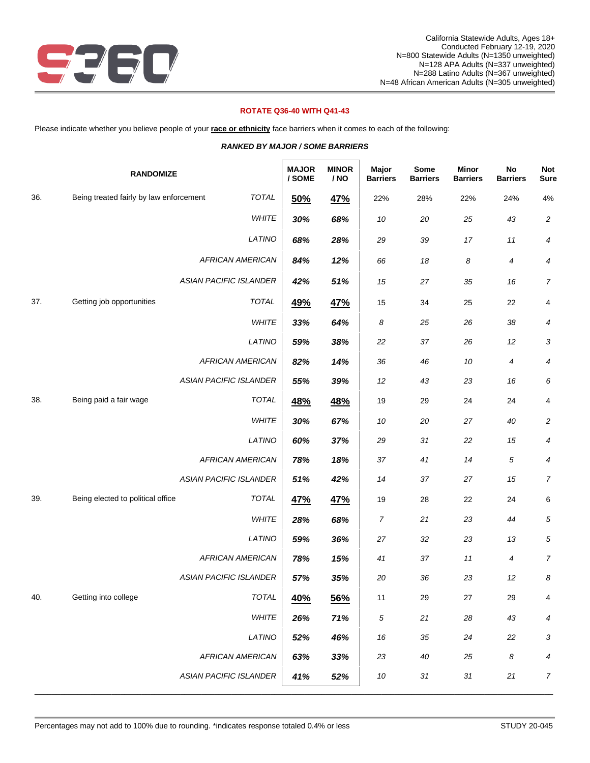California Statewide Adults, Ages 18+
Conducted February 12-19, 2020
N=800 Statewide Adults (N=1350 unweighted)
N=128 APA Adults (N=337 unweighted)
N=288 Latino Adults (N=367 unweighted)
N=48 African American Adults (N=305 unweighted)

**ROTATE Q36-40 WITH Q41-43**

Please indicate whether you believe people of your **race or ethnicity** face barriers when it comes to each of the following:

***RANKED BY MAJOR / SOME BARRIERS***

| | RANDOMIZE | | MAJOR / SOME | MINOR / NO | Major Barriers | Some Barriers | Minor Barriers | No Barriers | Not Sure |
|---|---|---|---|---|---|---|---|---|---|
| 36. | Being treated fairly by law enforcement | *TOTAL* | **50%** | **47%** | 22% | 28% | 22% | 24% | 4% |
| | | *WHITE* | ***30%*** | ***68%*** | *10* | *20* | *25* | *43* | *2* |
| | | *LATINO* | ***68%*** | ***28%*** | *29* | *39* | *17* | *11* | *4* |
| | | *AFRICAN AMERICAN* | ***84%*** | ***12%*** | *66* | *18* | *8* | *4* | *4* |
| | | *ASIAN PACIFIC ISLANDER* | ***42%*** | ***51%*** | *15* | *27* | *35* | *16* | *7* |
| 37. | Getting job opportunities | *TOTAL* | **49%** | **47%** | 15 | 34 | 25 | 22 | 4 |
| | | *WHITE* | ***33%*** | ***64%*** | *8* | *25* | *26* | *38* | *4* |
| | | *LATINO* | ***59%*** | ***38%*** | *22* | *37* | *26* | *12* | *3* |
| | | *AFRICAN AMERICAN* | ***82%*** | ***14%*** | *36* | *46* | *10* | *4* | *4* |
| | | *ASIAN PACIFIC ISLANDER* | ***55%*** | ***39%*** | *12* | *43* | *23* | *16* | *6* |
| 38. | Being paid a fair wage | *TOTAL* | **48%** | **48%** | 19 | 29 | 24 | 24 | 4 |
| | | *WHITE* | ***30%*** | ***67%*** | *10* | *20* | *27* | *40* | *2* |
| | | *LATINO* | ***60%*** | ***37%*** | *29* | *31* | *22* | *15* | *4* |
| | | *AFRICAN AMERICAN* | ***78%*** | ***18%*** | *37* | *41* | *14* | *5* | *4* |
| | | *ASIAN PACIFIC ISLANDER* | ***51%*** | ***42%*** | *14* | *37* | *27* | *15* | *7* |
| 39. | Being elected to political office | *TOTAL* | **47%** | **47%** | 19 | 28 | 22 | 24 | 6 |
| | | *WHITE* | ***28%*** | ***68%*** | *7* | *21* | *23* | *44* | *5* |
| | | *LATINO* | ***59%*** | ***36%*** | *27* | *32* | *23* | *13* | *5* |
| | | *AFRICAN AMERICAN* | ***78%*** | ***15%*** | *41* | *37* | *11* | *4* | *7* |
| | | *ASIAN PACIFIC ISLANDER* | ***57%*** | ***35%*** | *20* | *36* | *23* | *12* | *8* |
| 40. | Getting into college | *TOTAL* | **40%** | **56%** | 11 | 29 | 27 | 29 | 4 |
| | | *WHITE* | ***26%*** | ***71%*** | *5* | *21* | *28* | *43* | *4* |
| | | *LATINO* | ***52%*** | ***46%*** | *16* | *35* | *24* | *22* | *3* |
| | | *AFRICAN AMERICAN* | ***63%*** | ***33%*** | *23* | *40* | *25* | *8* | *4* |
| | | *ASIAN PACIFIC ISLANDER* | ***41%*** | ***52%*** | *10* | *31* | *31* | *21* | *7* |

Percentages may not add to 100% due to rounding. *indicates response totaled 0.4% or less

STUDY 20-045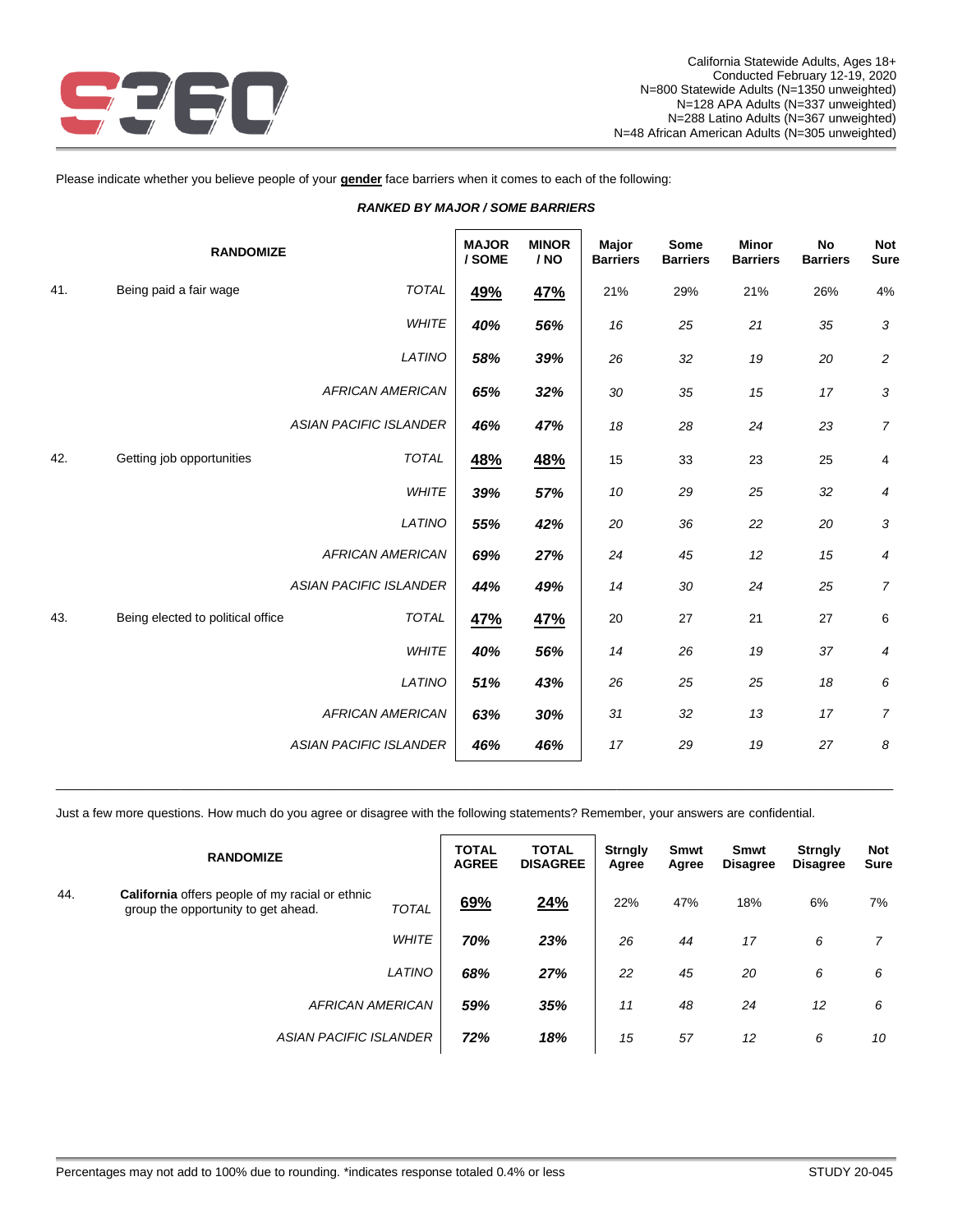California Statewide Adults, Ages 18+
Conducted February 12-19, 2020
N=800 Statewide Adults (N=1350 unweighted)
N=128 APA Adults (N=337 unweighted)
N=288 Latino Adults (N=367 unweighted)
N=48 African American Adults (N=305 unweighted)

Please indicate whether you believe people of your **gender** face barriers when it comes to each of the following:

***RANKED BY MAJOR / SOME BARRIERS***

| | RANDOMIZE | | MAJOR / SOME | MINOR / NO | Major Barriers | Some Barriers | Minor Barriers | No Barriers | Not Sure |
|---|---|---|---|---|---|---|---|---|---|
| 41. | Being paid a fair wage | *TOTAL* | **49%** | **47%** | 21% | 29% | 21% | 26% | 4% |
| | | *WHITE* | ***40%*** | ***56%*** | *16* | *25* | *21* | *35* | *3* |
| | | *LATINO* | ***58%*** | ***39%*** | *26* | *32* | *19* | *20* | *2* |
| | | *AFRICAN AMERICAN* | ***65%*** | ***32%*** | *30* | *35* | *15* | *17* | *3* |
| | | *ASIAN PACIFIC ISLANDER* | ***46%*** | ***47%*** | *18* | *28* | *24* | *23* | *7* |
| 42. | Getting job opportunities | *TOTAL* | **48%** | **48%** | 15 | 33 | 23 | 25 | 4 |
| | | *WHITE* | ***39%*** | ***57%*** | *10* | *29* | *25* | *32* | *4* |
| | | *LATINO* | ***55%*** | ***42%*** | *20* | *36* | *22* | *20* | *3* |
| | | *AFRICAN AMERICAN* | ***69%*** | ***27%*** | *24* | *45* | *12* | *15* | *4* |
| | | *ASIAN PACIFIC ISLANDER* | ***44%*** | ***49%*** | *14* | *30* | *24* | *25* | *7* |
| 43. | Being elected to political office | *TOTAL* | **47%** | **47%** | 20 | 27 | 21 | 27 | 6 |
| | | *WHITE* | ***40%*** | ***56%*** | *14* | *26* | *19* | *37* | *4* |
| | | *LATINO* | ***51%*** | ***43%*** | *26* | *25* | *25* | *18* | *6* |
| | | *AFRICAN AMERICAN* | ***63%*** | ***30%*** | *31* | *32* | *13* | *17* | *7* |
| | | *ASIAN PACIFIC ISLANDER* | ***46%*** | ***46%*** | *17* | *29* | *19* | *27* | *8* |

Just a few more questions. How much do you agree or disagree with the following statements? Remember, your answers are confidential.

| | RANDOMIZE | | TOTAL AGREE | TOTAL DISAGREE | Strngly Agree | Smwt Agree | Smwt Disagree | Strngly Disagree | Not Sure |
|---|---|---|---|---|---|---|---|---|---|
| 44. | **California** offers people of my racial or ethnic group the opportunity to get ahead. | *TOTAL* | **69%** | **24%** | 22% | 47% | 18% | 6% | 7% |
| | | *WHITE* | ***70%*** | ***23%*** | *26* | *44* | *17* | *6* | *7* |
| | | *LATINO* | ***68%*** | ***27%*** | *22* | *45* | *20* | *6* | *6* |
| | | *AFRICAN AMERICAN* | ***59%*** | ***35%*** | *11* | *48* | *24* | *12* | *6* |
| | | *ASIAN PACIFIC ISLANDER* | ***72%*** | ***18%*** | *15* | *57* | *12* | *6* | *10* |

Percentages may not add to 100% due to rounding. *indicates response totaled 0.4% or less

STUDY 20-045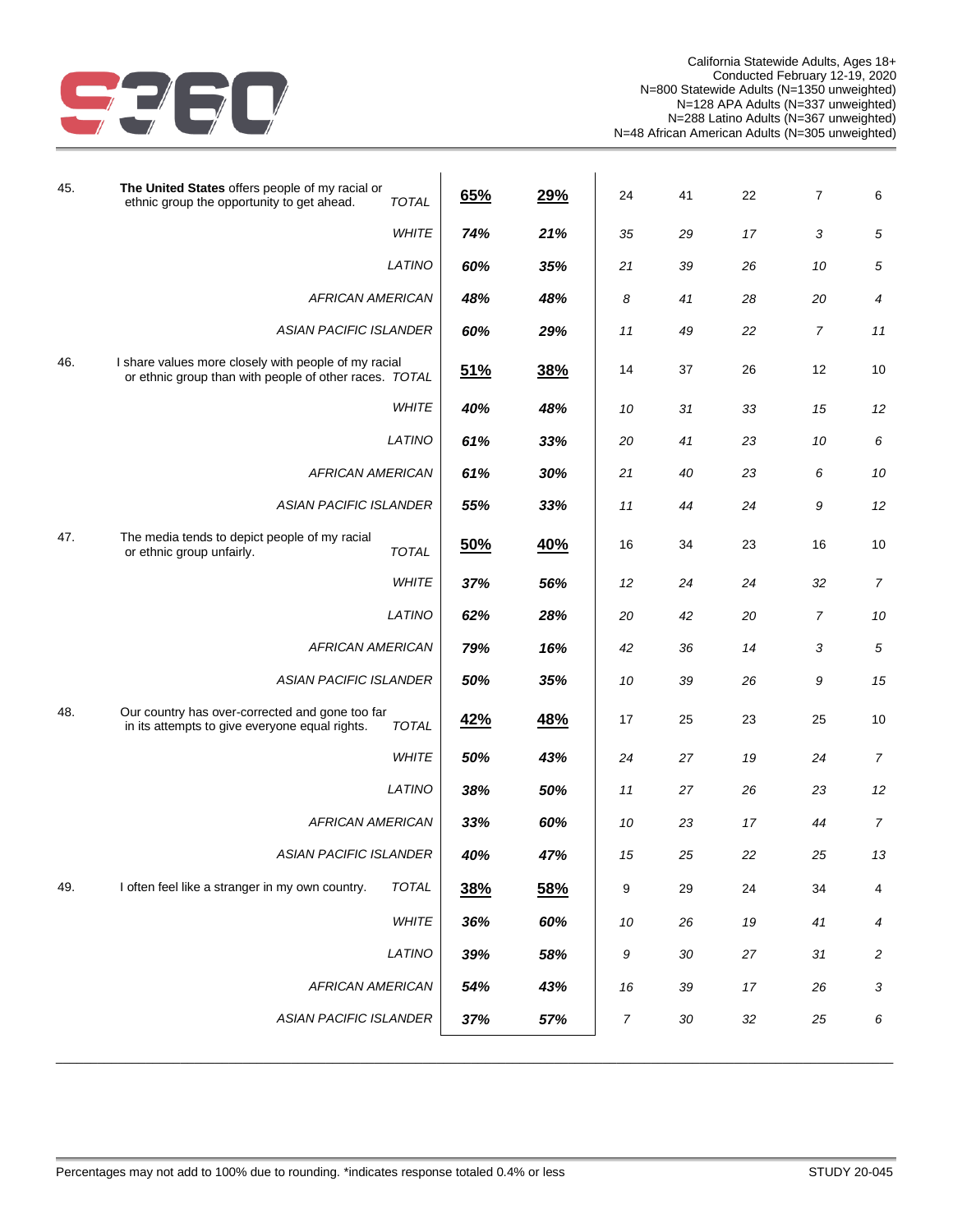California Statewide Adults, Ages 18+
Conducted February 12-19, 2020
N=800 Statewide Adults (N=1350 unweighted)
N=128 APA Adults (N=337 unweighted)
N=288 Latino Adults (N=367 unweighted)
N=48 African American Adults (N=305 unweighted)

| # | Statement | Group | | | | | | | |
|---|---|---|---|---|---|---|---|---|---|
| 45. | **The United States** offers people of my racial or ethnic group the opportunity to get ahead. | *TOTAL* | **65%** | **29%** | 24 | 41 | 22 | 7 | 6 |
| | | *WHITE* | ***74%*** | ***21%*** | *35* | *29* | *17* | *3* | *5* |
| | | *LATINO* | ***60%*** | ***35%*** | *21* | *39* | *26* | *10* | *5* |
| | | *AFRICAN AMERICAN* | ***48%*** | ***48%*** | *8* | *41* | *28* | *20* | *4* |
| | | *ASIAN PACIFIC ISLANDER* | ***60%*** | ***29%*** | *11* | *49* | *22* | *7* | *11* |
| 46. | I share values more closely with people of my racial or ethnic group than with people of other races. | *TOTAL* | **51%** | **38%** | 14 | 37 | 26 | 12 | 10 |
| | | *WHITE* | ***40%*** | ***48%*** | *10* | *31* | *33* | *15* | *12* |
| | | *LATINO* | ***61%*** | ***33%*** | *20* | *41* | *23* | *10* | *6* |
| | | *AFRICAN AMERICAN* | ***61%*** | ***30%*** | *21* | *40* | *23* | *6* | *10* |
| | | *ASIAN PACIFIC ISLANDER* | ***55%*** | ***33%*** | *11* | *44* | *24* | *9* | *12* |
| 47. | The media tends to depict people of my racial or ethnic group unfairly. | *TOTAL* | **50%** | **40%** | 16 | 34 | 23 | 16 | 10 |
| | | *WHITE* | ***37%*** | ***56%*** | *12* | *24* | *24* | *32* | *7* |
| | | *LATINO* | ***62%*** | ***28%*** | *20* | *42* | *20* | *7* | *10* |
| | | *AFRICAN AMERICAN* | ***79%*** | ***16%*** | *42* | *36* | *14* | *3* | *5* |
| | | *ASIAN PACIFIC ISLANDER* | ***50%*** | ***35%*** | *10* | *39* | *26* | *9* | *15* |
| 48. | Our country has over-corrected and gone too far in its attempts to give everyone equal rights. | *TOTAL* | **42%** | **48%** | 17 | 25 | 23 | 25 | 10 |
| | | *WHITE* | ***50%*** | ***43%*** | *24* | *27* | *19* | *24* | *7* |
| | | *LATINO* | ***38%*** | ***50%*** | *11* | *27* | *26* | *23* | *12* |
| | | *AFRICAN AMERICAN* | ***33%*** | ***60%*** | *10* | *23* | *17* | *44* | *7* |
| | | *ASIAN PACIFIC ISLANDER* | ***40%*** | ***47%*** | *15* | *25* | *22* | *25* | *13* |
| 49. | I often feel like a stranger in my own country. | *TOTAL* | **38%** | **58%** | 9 | 29 | 24 | 34 | 4 |
| | | *WHITE* | ***36%*** | ***60%*** | *10* | *26* | *19* | *41* | *4* |
| | | *LATINO* | ***39%*** | ***58%*** | *9* | *30* | *27* | *31* | *2* |
| | | *AFRICAN AMERICAN* | ***54%*** | ***43%*** | *16* | *39* | *17* | *26* | *3* |
| | | *ASIAN PACIFIC ISLANDER* | ***37%*** | ***57%*** | *7* | *30* | *32* | *25* | *6* |

Percentages may not add to 100% due to rounding. *indicates response totaled 0.4% or less

STUDY 20-045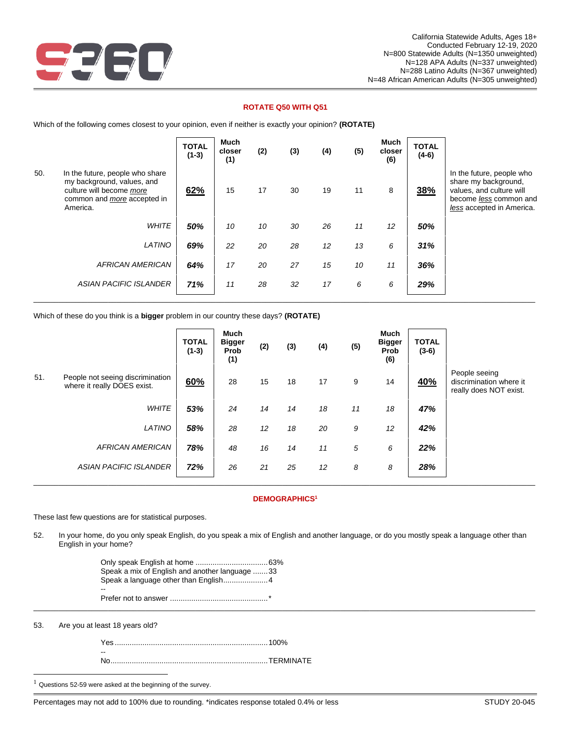California Statewide Adults, Ages 18+
Conducted February 12-19, 2020
N=800 Statewide Adults (N=1350 unweighted)
N=128 APA Adults (N=337 unweighted)
N=288 Latino Adults (N=367 unweighted)
N=48 African American Adults (N=305 unweighted)

**ROTATE Q50 WITH Q51**

Which of the following comes closest to your opinion, even if neither is exactly your opinion? **(ROTATE)**

| | | TOTAL (1-3) | Much closer (1) | (2) | (3) | (4) | (5) | Much closer (6) | TOTAL (4-6) | |
|---|---|---|---|---|---|---|---|---|---|---|
| 50. | In the future, people who share my background, values, and culture will become *more* common and *more* accepted in America. | **62%** | 15 | 17 | 30 | 19 | 11 | 8 | **38%** | In the future, people who share my background, values, and culture will become *less* common and *less* accepted in America. |
| | *WHITE* | ***50%*** | *10* | *10* | *30* | *26* | *11* | *12* | ***50%*** | |
| | *LATINO* | ***69%*** | *22* | *20* | *28* | *12* | *13* | *6* | ***31%*** | |
| | *AFRICAN AMERICAN* | ***64%*** | *17* | *20* | *27* | *15* | *10* | *11* | ***36%*** | |
| | *ASIAN PACIFIC ISLANDER* | ***71%*** | *11* | *28* | *32* | *17* | *6* | *6* | ***29%*** | |

Which of these do you think is a **bigger** problem in our country these days? **(ROTATE)**

| | | TOTAL (1-3) | Much Bigger Prob (1) | (2) | (3) | (4) | (5) | Much Bigger Prob (6) | TOTAL (3-6) | |
|---|---|---|---|---|---|---|---|---|---|---|
| 51. | People not seeing discrimination where it really DOES exist. | **60%** | 28 | 15 | 18 | 17 | 9 | 14 | **40%** | People seeing discrimination where it really does NOT exist. |
| | *WHITE* | ***53%*** | *24* | *14* | *14* | *18* | *11* | *18* | ***47%*** | |
| | *LATINO* | ***58%*** | *28* | *12* | *18* | *20* | *9* | *12* | ***42%*** | |
| | *AFRICAN AMERICAN* | ***78%*** | *48* | *16* | *14* | *11* | *5* | *6* | ***22%*** | |
| | *ASIAN PACIFIC ISLANDER* | ***72%*** | *26* | *21* | *25* | *12* | *8* | *8* | ***28%*** | |

**DEMOGRAPHICS[1]**

These last few questions are for statistical purposes.

52. In your home, do you only speak English, do you speak a mix of English and another language, or do you mostly speak a language other than English in your home?

Only speak English at home .................................. 63%
Speak a mix of English and another language ....... 33
Speak a language other than English..................... 4
--
Prefer not to answer ............................................. *

53. Are you at least 18 years old?

Yes ........................................................................ 100%
--
No.......................................................................... TERMINATE

[1] Questions 52-59 were asked at the beginning of the survey.

Percentages may not add to 100% due to rounding. *indicates response totaled 0.4% or less

STUDY 20-045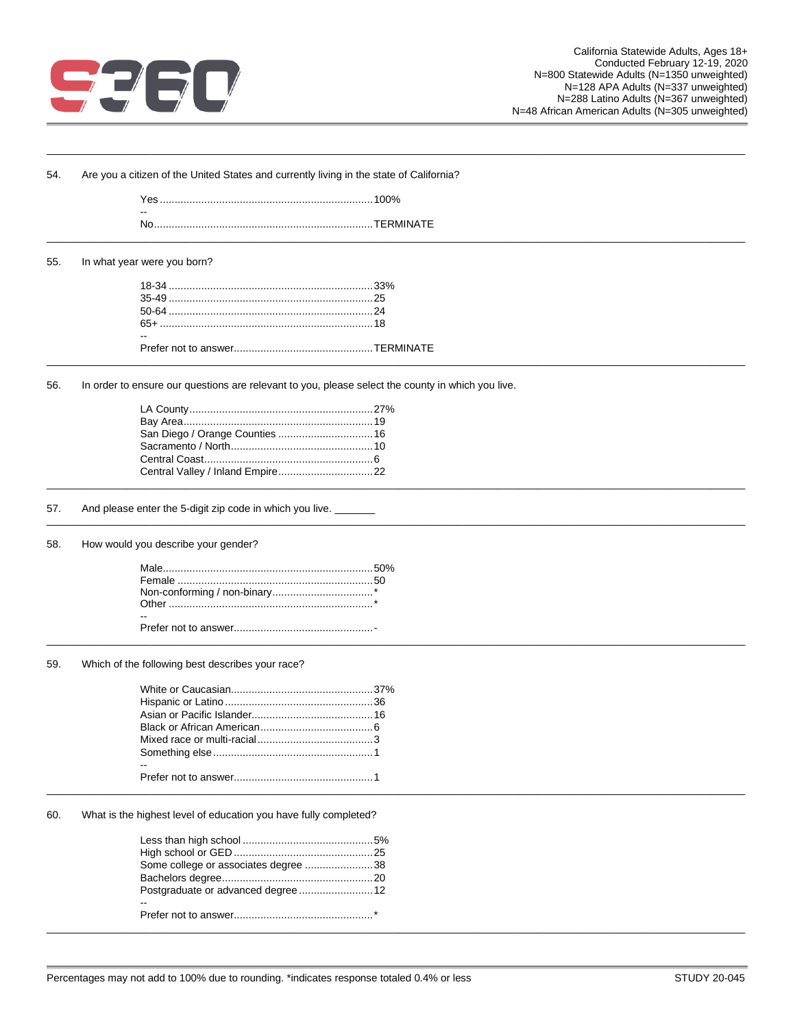54. Are you a citizen of the United States and currently living in the state of California?

| | |
|---|---|
| Yes | 100% |
| -- | |
| No | TERMINATE |

55. In what year were you born?

| | |
|---|---|
| 18-34 | 33% |
| 35-49 | 25 |
| 50-64 | 24 |
| 65+ | 18 |
| -- | |
| Prefer not to answer | TERMINATE |

56. In order to ensure our questions are relevant to you, please select the county in which you live.

| | |
|---|---|
| LA County | 27% |
| Bay Area | 19 |
| San Diego / Orange Counties | 16 |
| Sacramento / North | 10 |
| Central Coast | 6 |
| Central Valley / Inland Empire | 22 |

57. And please enter the 5-digit zip code in which you live. _______

58. How would you describe your gender?

| | |
|---|---|
| Male | 50% |
| Female | 50 |
| Non-conforming / non-binary | * |
| Other | * |
| -- | |
| Prefer not to answer | - |

59. Which of the following best describes your race?

| | |
|---|---|
| White or Caucasian | 37% |
| Hispanic or Latino | 36 |
| Asian or Pacific Islander | 16 |
| Black or African American | 6 |
| Mixed race or multi-racial | 3 |
| Something else | 1 |
| -- | |
| Prefer not to answer | 1 |

60. What is the highest level of education you have fully completed?

| | |
|---|---|
| Less than high school | 5% |
| High school or GED | 25 |
| Some college or associates degree | 38 |
| Bachelors degree | 20 |
| Postgraduate or advanced degree | 12 |
| -- | |
| Prefer not to answer | * |

Percentages may not add to 100% due to rounding. *indicates response totaled 0.4% or less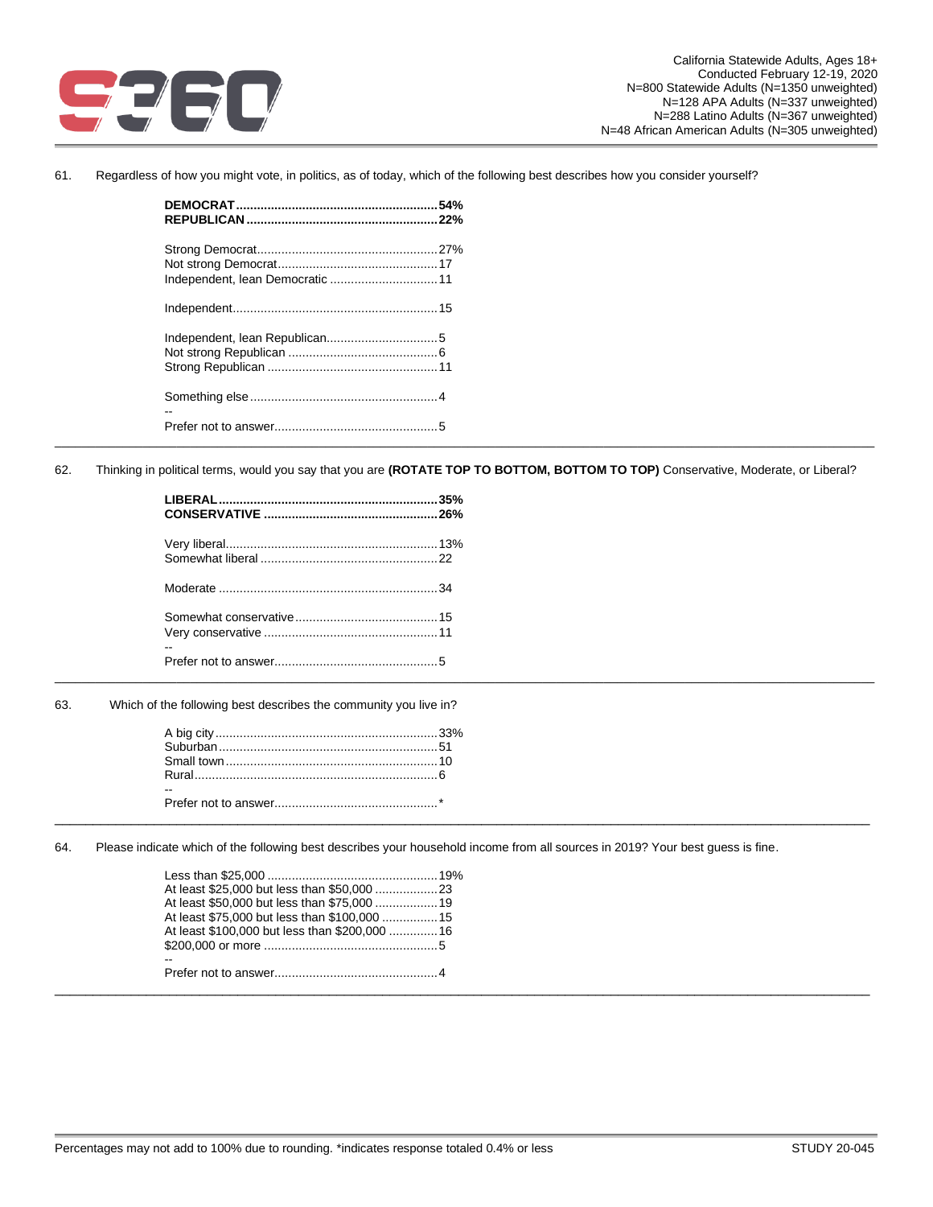California Statewide Adults, Ages 18+
Conducted February 12-19, 2020
N=800 Statewide Adults (N=1350 unweighted)
N=128 APA Adults (N=337 unweighted)
N=288 Latino Adults (N=367 unweighted)
N=48 African American Adults (N=305 unweighted)

61. Regardless of how you might vote, in politics, as of today, which of the following best describes how you consider yourself?

| | |
|---|---|
| **DEMOCRAT** | **54%** |
| **REPUBLICAN** | **22%** |
| | |
| Strong Democrat | 27% |
| Not strong Democrat | 17 |
| Independent, lean Democratic | 11 |
| | |
| Independent | 15 |
| | |
| Independent, lean Republican | 5 |
| Not strong Republican | 6 |
| Strong Republican | 11 |
| | |
| Something else | 4 |
| -- | |
| Prefer not to answer | 5 |

62. Thinking in political terms, would you say that you are **(ROTATE TOP TO BOTTOM, BOTTOM TO TOP)** Conservative, Moderate, or Liberal?

| | |
|---|---|
| **LIBERAL** | **35%** |
| **CONSERVATIVE** | **26%** |
| | |
| Very liberal | 13% |
| Somewhat liberal | 22 |
| | |
| Moderate | 34 |
| | |
| Somewhat conservative | 15 |
| Very conservative | 11 |
| -- | |
| Prefer not to answer | 5 |

63. Which of the following best describes the community you live in?

| | |
|---|---|
| A big city | 33% |
| Suburban | 51 |
| Small town | 10 |
| Rural | 6 |
| -- | |
| Prefer not to answer | * |

64. Please indicate which of the following best describes your household income from all sources in 2019? Your best guess is fine.

| | |
|---|---|
| Less than $25,000 | 19% |
| At least $25,000 but less than $50,000 | 23 |
| At least $50,000 but less than $75,000 | 19 |
| At least $75,000 but less than $100,000 | 15 |
| At least $100,000 but less than $200,000 | 16 |
| $200,000 or more | 5 |
| -- | |
| Prefer not to answer | 4 |

Percentages may not add to 100% due to rounding. *indicates response totaled 0.4% or less

STUDY 20-045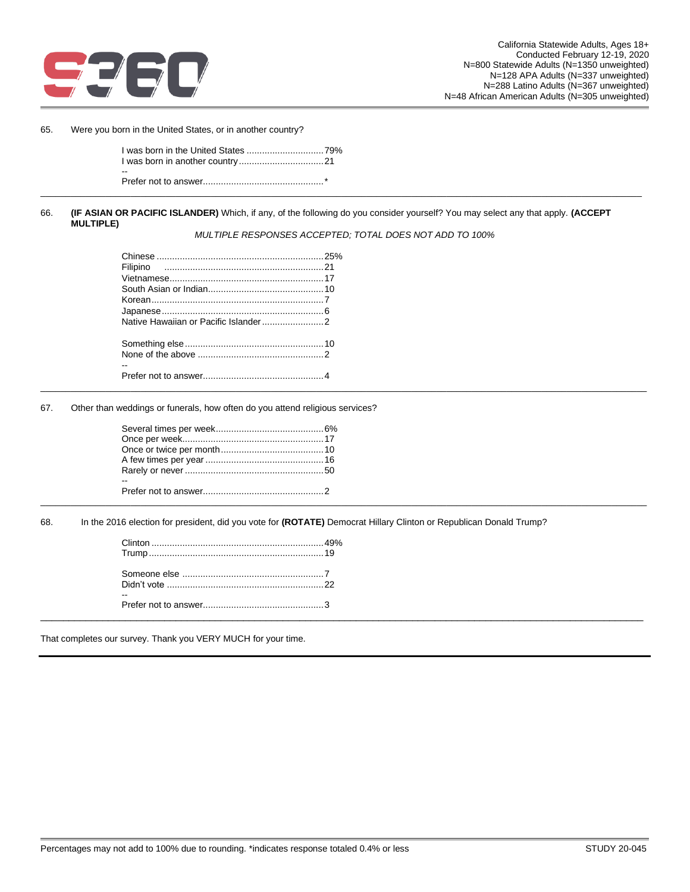California Statewide Adults, Ages 18+
Conducted February 12-19, 2020
N=800 Statewide Adults (N=1350 unweighted)
N=128 APA Adults (N=337 unweighted)
N=288 Latino Adults (N=367 unweighted)
N=48 African American Adults (N=305 unweighted)

65. Were you born in the United States, or in another country?

| | |
|---|---|
| I was born in the United States | 79% |
| I was born in another country | 21 |
| -- | |
| Prefer not to answer | * |

66. **(IF ASIAN OR PACIFIC ISLANDER)** Which, if any, of the following do you consider yourself? You may select any that apply. **(ACCEPT MULTIPLE)**

*MULTIPLE RESPONSES ACCEPTED; TOTAL DOES NOT ADD TO 100%*

| | |
|---|---|
| Chinese | 25% |
| Filipino | 21 |
| Vietnamese | 17 |
| South Asian or Indian | 10 |
| Korean | 7 |
| Japanese | 6 |
| Native Hawaiian or Pacific Islander | 2 |
| | |
| Something else | 10 |
| None of the above | 2 |
| -- | |
| Prefer not to answer | 4 |

67. Other than weddings or funerals, how often do you attend religious services?

| | |
|---|---|
| Several times per week | 6% |
| Once per week | 17 |
| Once or twice per month | 10 |
| A few times per year | 16 |
| Rarely or never | 50 |
| -- | |
| Prefer not to answer | 2 |

68. In the 2016 election for president, did you vote for **(ROTATE)** Democrat Hillary Clinton or Republican Donald Trump?

| | |
|---|---|
| Clinton | 49% |
| Trump | 19 |
| | |
| Someone else | 7 |
| Didn't vote | 22 |
| -- | |
| Prefer not to answer | 3 |

That completes our survey. Thank you VERY MUCH for your time.

Percentages may not add to 100% due to rounding. *indicates response totaled 0.4% or less